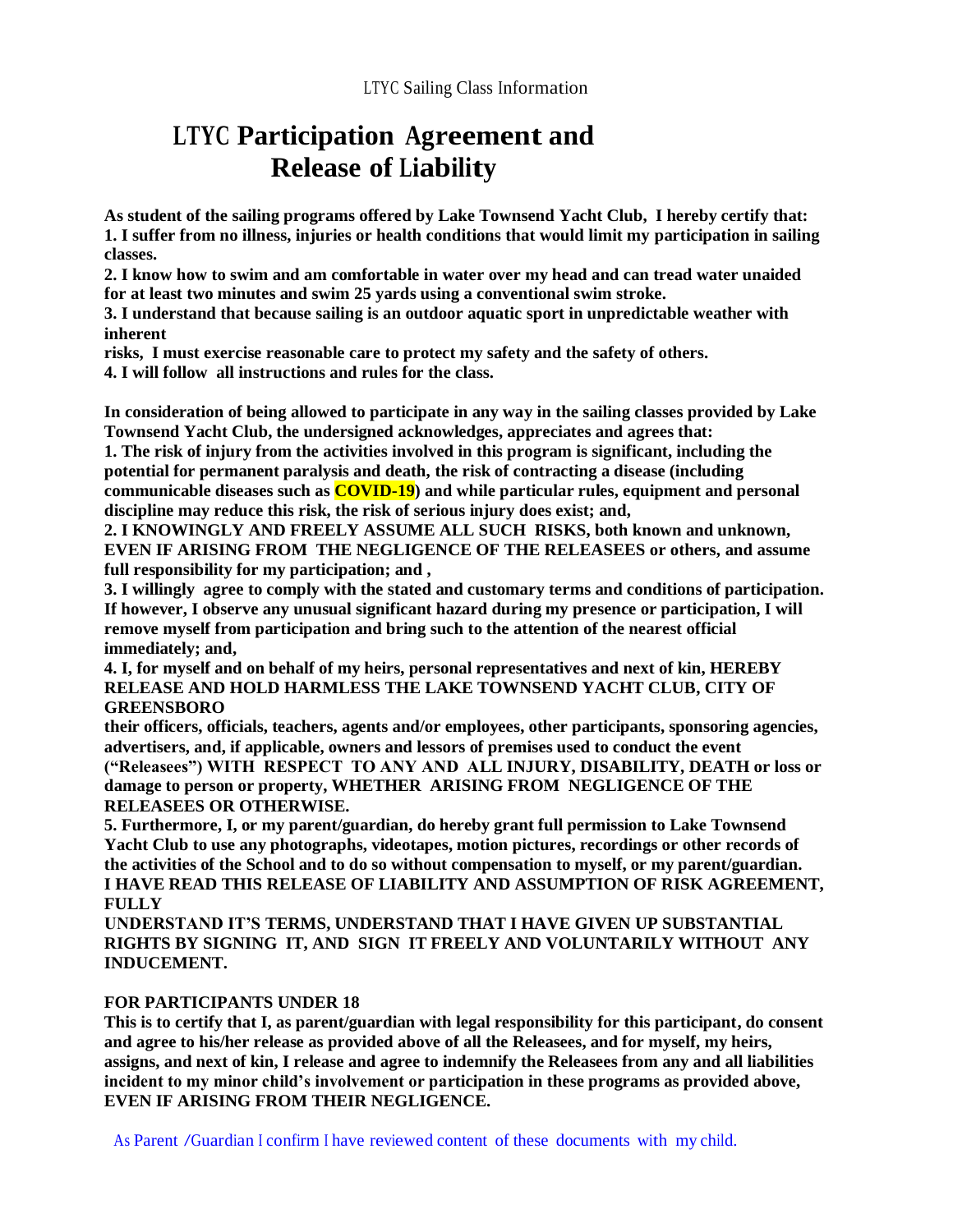LTYC Sailing Class Information

# LTYC Participation Agreement and Release of Liability

**As student of the sailing programs offered by Lake Townsend Yacht Club, I hereby certify that:**
**1. I suffer from no illness, injuries or health conditions that would limit my participation in sailing classes.**
**2. I know how to swim and am comfortable in water over my head and can tread water unaided for at least two minutes and swim 25 yards using a conventional swim stroke.**
**3. I understand that because sailing is an outdoor aquatic sport in unpredictable weather with inherent risks, I must exercise reasonable care to protect my safety and the safety of others.**
**4. I will follow all instructions and rules for the class.**

**In consideration of being allowed to participate in any way in the sailing classes provided by Lake Townsend Yacht Club, the undersigned acknowledges, appreciates and agrees that:**
**1. The risk of injury from the activities involved in this program is significant, including the potential for permanent paralysis and death, the risk of contracting a disease (including communicable diseases such as COVID-19) and while particular rules, equipment and personal discipline may reduce this risk, the risk of serious injury does exist; and,**
**2. I KNOWINGLY AND FREELY ASSUME ALL SUCH RISKS, both known and unknown, EVEN IF ARISING FROM THE NEGLIGENCE OF THE RELEASEES or others, and assume full responsibility for my participation; and ,**
**3. I willingly agree to comply with the stated and customary terms and conditions of participation. If however, I observe any unusual significant hazard during my presence or participation, I will remove myself from participation and bring such to the attention of the nearest official immediately; and,**
**4. I, for myself and on behalf of my heirs, personal representatives and next of kin, HEREBY RELEASE AND HOLD HARMLESS THE LAKE TOWNSEND YACHT CLUB, CITY OF GREENSBORO their officers, officials, teachers, agents and/or employees, other participants, sponsoring agencies, advertisers, and, if applicable, owners and lessors of premises used to conduct the event ("Releasees") WITH RESPECT TO ANY AND ALL INJURY, DISABILITY, DEATH or loss or damage to person or property, WHETHER ARISING FROM NEGLIGENCE OF THE RELEASEES OR OTHERWISE.**
**5. Furthermore, I, or my parent/guardian, do hereby grant full permission to Lake Townsend Yacht Club to use any photographs, videotapes, motion pictures, recordings or other records of the activities of the School and to do so without compensation to myself, or my parent/guardian.**
**I HAVE READ THIS RELEASE OF LIABILITY AND ASSUMPTION OF RISK AGREEMENT, FULLY UNDERSTAND IT'S TERMS, UNDERSTAND THAT I HAVE GIVEN UP SUBSTANTIAL RIGHTS BY SIGNING IT, AND SIGN IT FREELY AND VOLUNTARILY WITHOUT ANY INDUCEMENT.**

**FOR PARTICIPANTS UNDER 18**
**This is to certify that I, as parent/guardian with legal responsibility for this participant, do consent and agree to his/her release as provided above of all the Releasees, and for myself, my heirs, assigns, and next of kin, I release and agree to indemnify the Releasees from any and all liabilities incident to my minor child's involvement or participation in these programs as provided above, EVEN IF ARISING FROM THEIR NEGLIGENCE.**

As Parent /Guardian I confirm I have reviewed content of these documents with my child.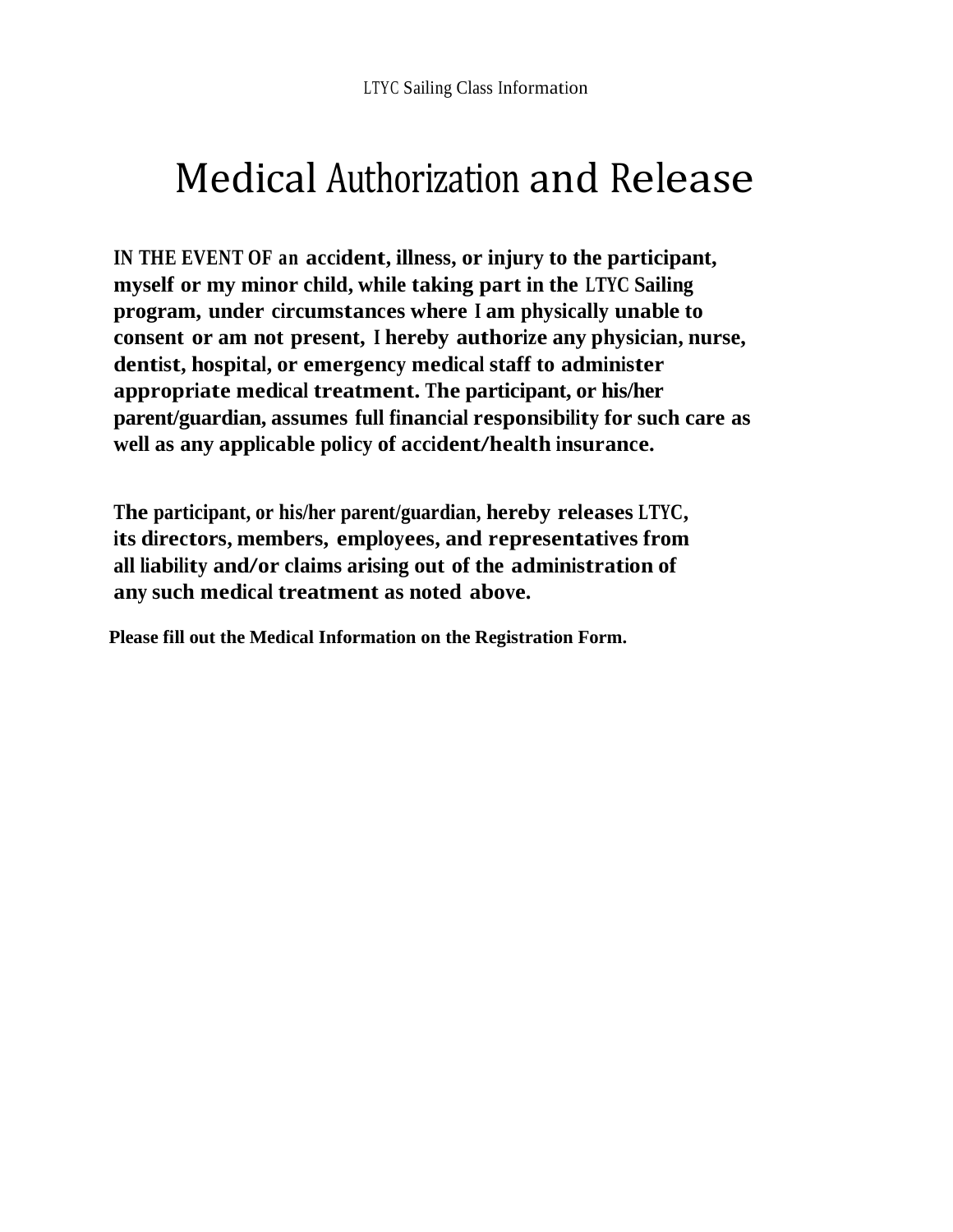# Medical Authorization and Release

**IN THE EVENT OF an accident, illness, or injury to the participant, myself or my minor child, while taking part in the LTYC Sailing program, under circumstances where I am physically unable to consent or am not present, I hereby authorize any physician, nurse, dentist, hospital, or emergency medical staff to administer appropriate medical treatment. The participant, or his/her parent/guardian, assumes full financial responsibility for such care as well as any applicable policy of accident/health insurance.**

**The participant, or his/her parent/guardian, hereby releases LTYC, its directors, members, employees, and representatives from all liability and/or claims arising out of the administration of any such medical treatment as noted above.**

**Please fill out the Medical Information on the Registration Form.**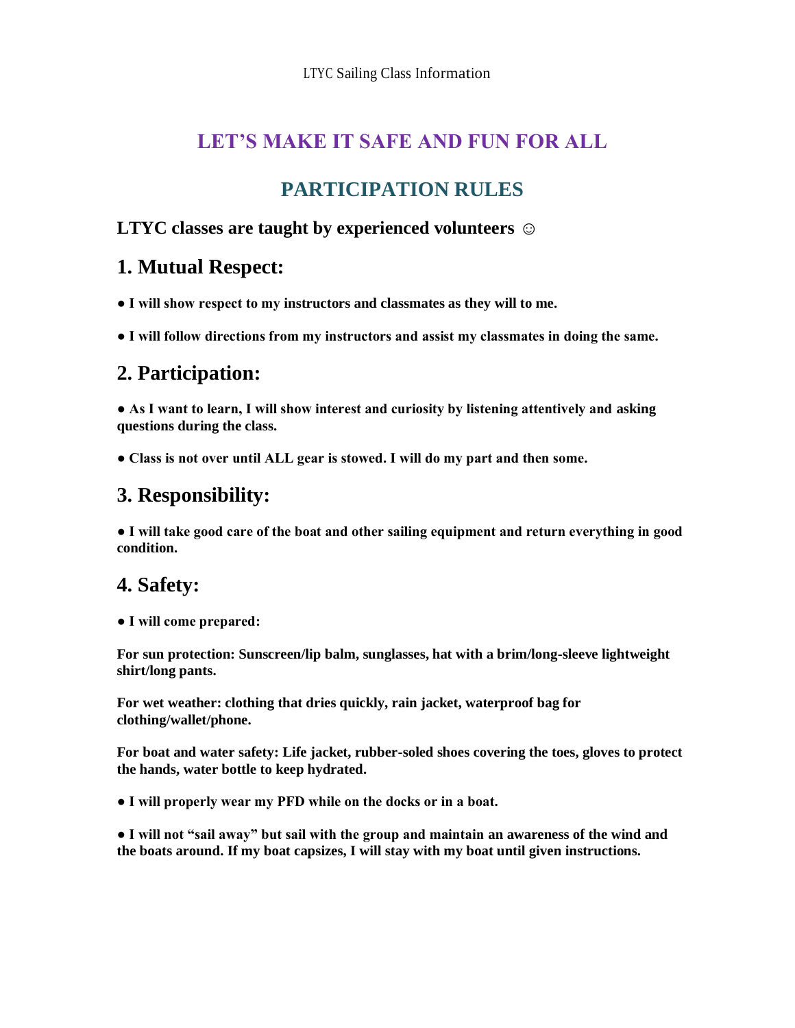# LET'S MAKE IT SAFE AND FUN FOR ALL

# PARTICIPATION RULES

### LTYC classes are taught by experienced volunteers ☺

## 1. Mutual Respect:

**● I will show respect to my instructors and classmates as they will to me.**

**● I will follow directions from my instructors and assist my classmates in doing the same.**

## 2. Participation:

**● As I want to learn, I will show interest and curiosity by listening attentively and asking questions during the class.**

**● Class is not over until ALL gear is stowed. I will do my part and then some.**

## 3. Responsibility:

**● I will take good care of the boat and other sailing equipment and return everything in good condition.**

## 4. Safety:

**● I will come prepared:**

**For sun protection: Sunscreen/lip balm, sunglasses, hat with a brim/long-sleeve lightweight shirt/long pants.**

**For wet weather: clothing that dries quickly, rain jacket, waterproof bag for clothing/wallet/phone.**

**For boat and water safety: Life jacket, rubber-soled shoes covering the toes, gloves to protect the hands, water bottle to keep hydrated.**

**● I will properly wear my PFD while on the docks or in a boat.**

**● I will not "sail away" but sail with the group and maintain an awareness of the wind and the boats around. If my boat capsizes, I will stay with my boat until given instructions.**